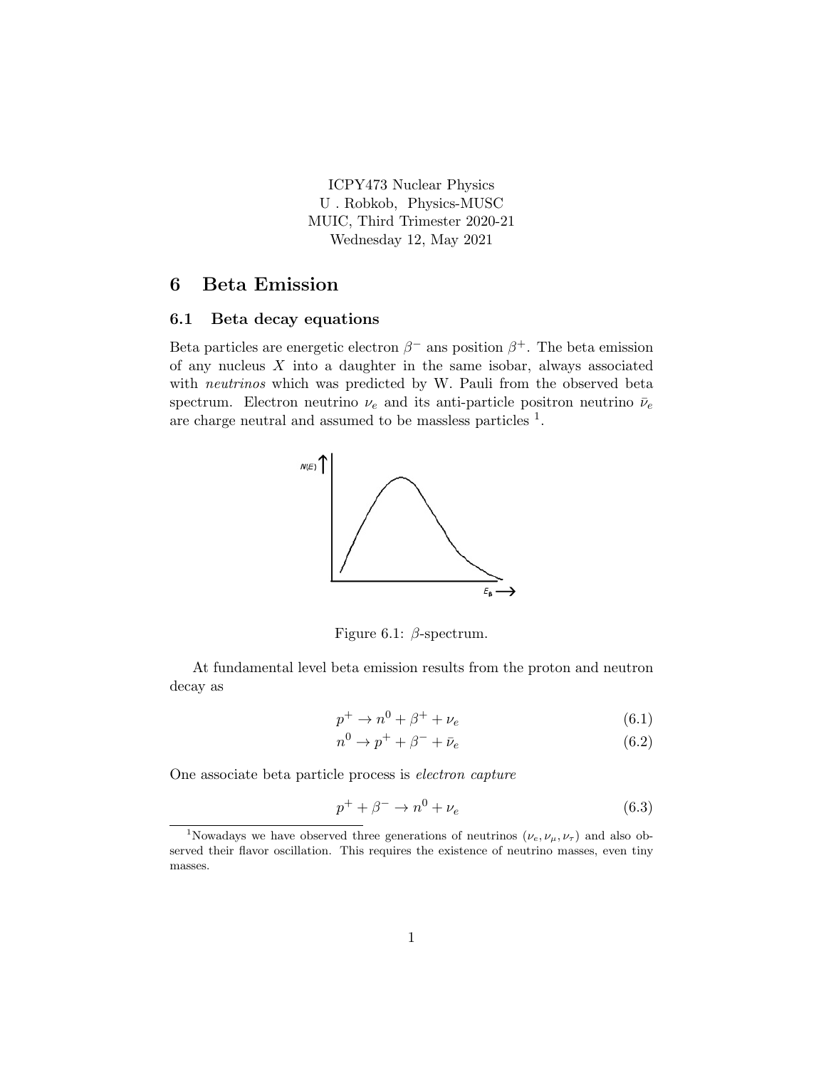ICPY473 Nuclear Physics
U . Robkob, Physics-MUSC
MUIC, Third Trimester 2020-21
Wednesday 12, May 2021

# 6 Beta Emission

## 6.1 Beta decay equations

Beta particles are energetic electron $\beta^-$ ans position $\beta^+$. The beta emission of any nucleus $X$ into a daughter in the same isobar, always associated with *neutrinos* which was predicted by W. Pauli from the observed beta spectrum. Electron neutrino $\nu_e$ and its anti-particle positron neutrino $\bar{\nu}_e$ are charge neutral and assumed to be massless particles [1].

Figure 6.1: $\beta$-spectrum.

At fundamental level beta emission results from the proton and neutron decay as

$$p^+ \rightarrow n^0 + \beta^+ + \nu_e \tag{6.1}$$

$$n^0 \rightarrow p^+ + \beta^- + \bar{\nu}_e \tag{6.2}$$

One associate beta particle process is *electron capture*

$$p^+ + \beta^- \rightarrow n^0 + \nu_e \tag{6.3}$$

[1] Nowadays we have observed three generations of neutrinos $(\nu_e, \nu_\mu, \nu_\tau)$ and also observed their flavor oscillation. This requires the existence of neutrino masses, even tiny masses.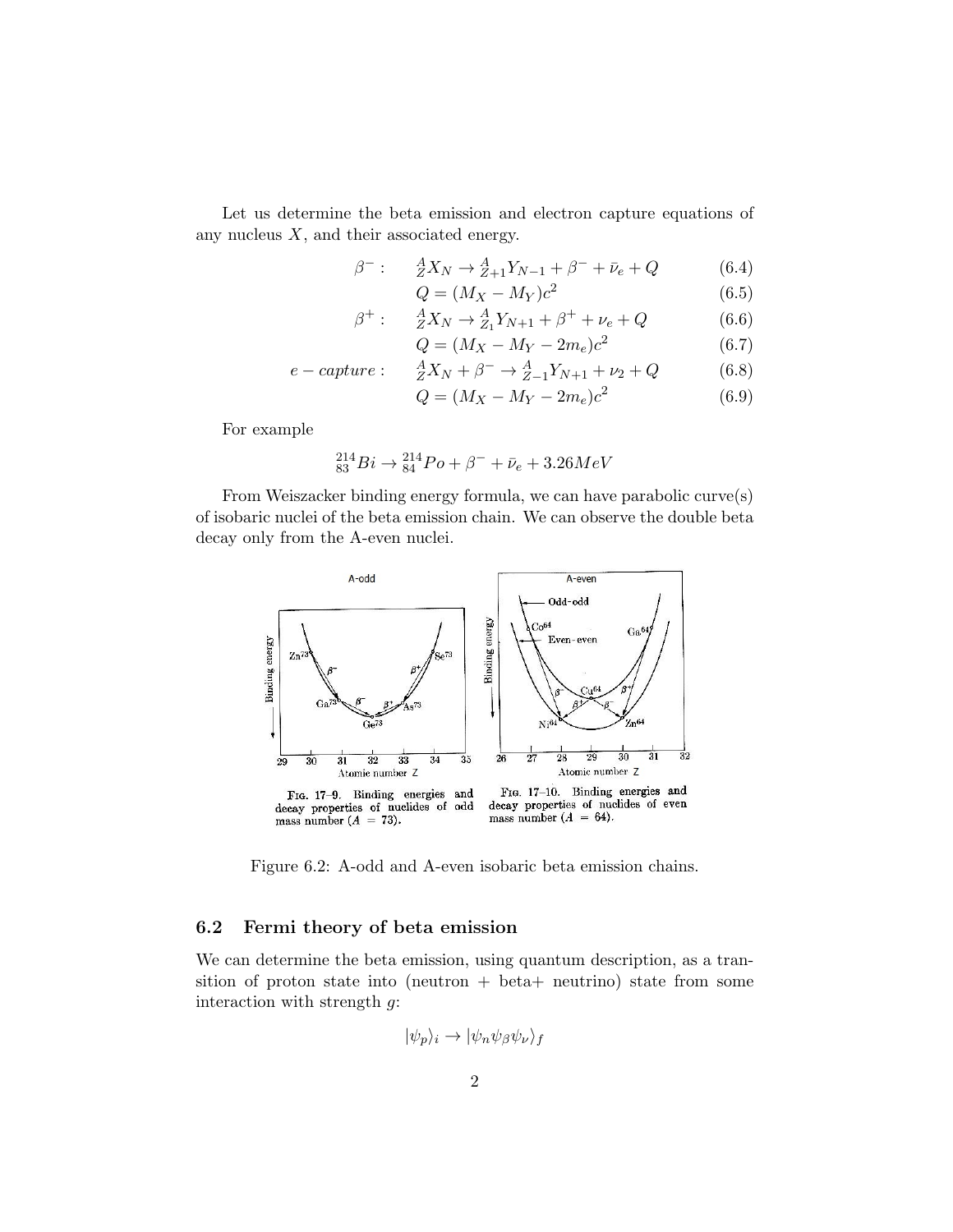Let us determine the beta emission and electron capture equations of any nucleus $X$, and their associated energy.

$$\beta^-: \quad {}^A_Z X_N \rightarrow {}^A_{Z+1} Y_{N-1} + \beta^- + \bar{\nu}_e + Q \tag{6.4}$$

$$Q = (M_X - M_Y)c^2 \tag{6.5}$$

$$\beta^+: \quad {}^A_Z X_N \rightarrow {}^A_{Z_1} Y_{N+1} + \beta^+ + \nu_e + Q \tag{6.6}$$

$$Q = (M_X - M_Y - 2m_e)c^2 \tag{6.7}$$

$$e - capture: \quad {}^A_Z X_N + \beta^- \rightarrow {}^A_{Z-1} Y_{N+1} + \nu_2 + Q \tag{6.8}$$

$$Q = (M_X - M_Y - 2m_e)c^2 \tag{6.9}$$

For example

$${}^{214}_{83}Bi \rightarrow {}^{214}_{84}Po + \beta^- + \bar{\nu}_e + 3.26MeV$$

From Weiszacker binding energy formula, we can have parabolic curve(s) of isobaric nuclei of the beta emission chain. We can observe the double beta decay only from the A-even nuclei.

Fig. 17–9. Binding energies and decay properties of nuclides of odd mass number ($A = 73$).

Fig. 17–10. Binding energies and decay properties of nuclides of even mass number ($A = 64$).

Figure 6.2: A-odd and A-even isobaric beta emission chains.

## 6.2 Fermi theory of beta emission

We can determine the beta emission, using quantum description, as a transition of proton state into (neutron + beta+ neutrino) state from some interaction with strength $g$:

$$|\psi_p\rangle_i \rightarrow |\psi_n \psi_\beta \psi_\nu\rangle_f$$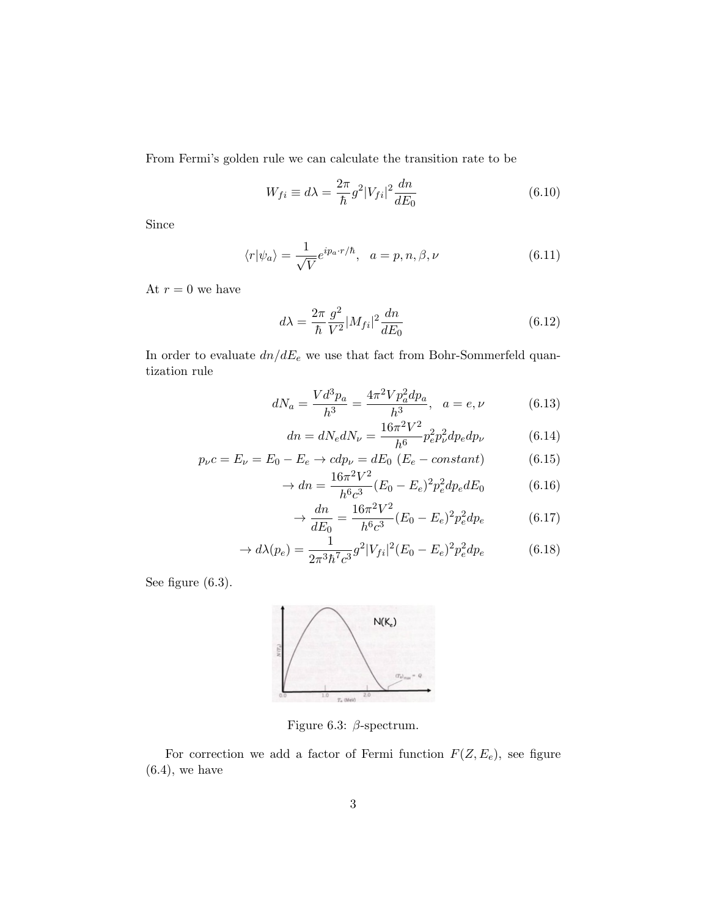From Fermi's golden rule we can calculate the transition rate to be

$$W_{fi} \equiv d\lambda = \frac{2\pi}{\hbar} g^2 |V_{fi}|^2 \frac{dn}{dE_0} \tag{6.10}$$

Since

$$\langle r|\psi_a\rangle = \frac{1}{\sqrt{V}} e^{ip_a \cdot r/\hbar}, \quad a = p, n, \beta, \nu \tag{6.11}$$

At $r = 0$ we have

$$d\lambda = \frac{2\pi}{\hbar} \frac{g^2}{V^2} |M_{fi}|^2 \frac{dn}{dE_0} \tag{6.12}$$

In order to evaluate $dn/dE_e$ we use that fact from Bohr-Sommerfeld quantization rule

$$dN_a = \frac{V d^3 p_a}{h^3} = \frac{4\pi^2 V p_a^2 dp_a}{h^3}, \quad a = e, \nu \tag{6.13}$$

$$dn = dN_e dN_\nu = \frac{16\pi^2 V^2}{h^6} p_e^2 p_\nu^2 dp_e dp_\nu \tag{6.14}$$

$$p_\nu c = E_\nu = E_0 - E_e \to c dp_\nu = dE_0 \ (E_e - constant) \tag{6.15}$$

$$\to dn = \frac{16\pi^2 V^2}{h^6 c^3} (E_0 - E_e)^2 p_e^2 dp_e dE_0 \tag{6.16}$$

$$\to \frac{dn}{dE_0} = \frac{16\pi^2 V^2}{h^6 c^3} (E_0 - E_e)^2 p_e^2 dp_e \tag{6.17}$$

$$\to d\lambda(p_e) = \frac{1}{2\pi^3 \hbar^7 c^3} g^2 |V_{fi}|^2 (E_0 - E_e)^2 p_e^2 dp_e \tag{6.18}$$

See figure (6.3).

Figure 6.3: $\beta$-spectrum.

For correction we add a factor of Fermi function $F(Z, E_e)$, see figure (6.4), we have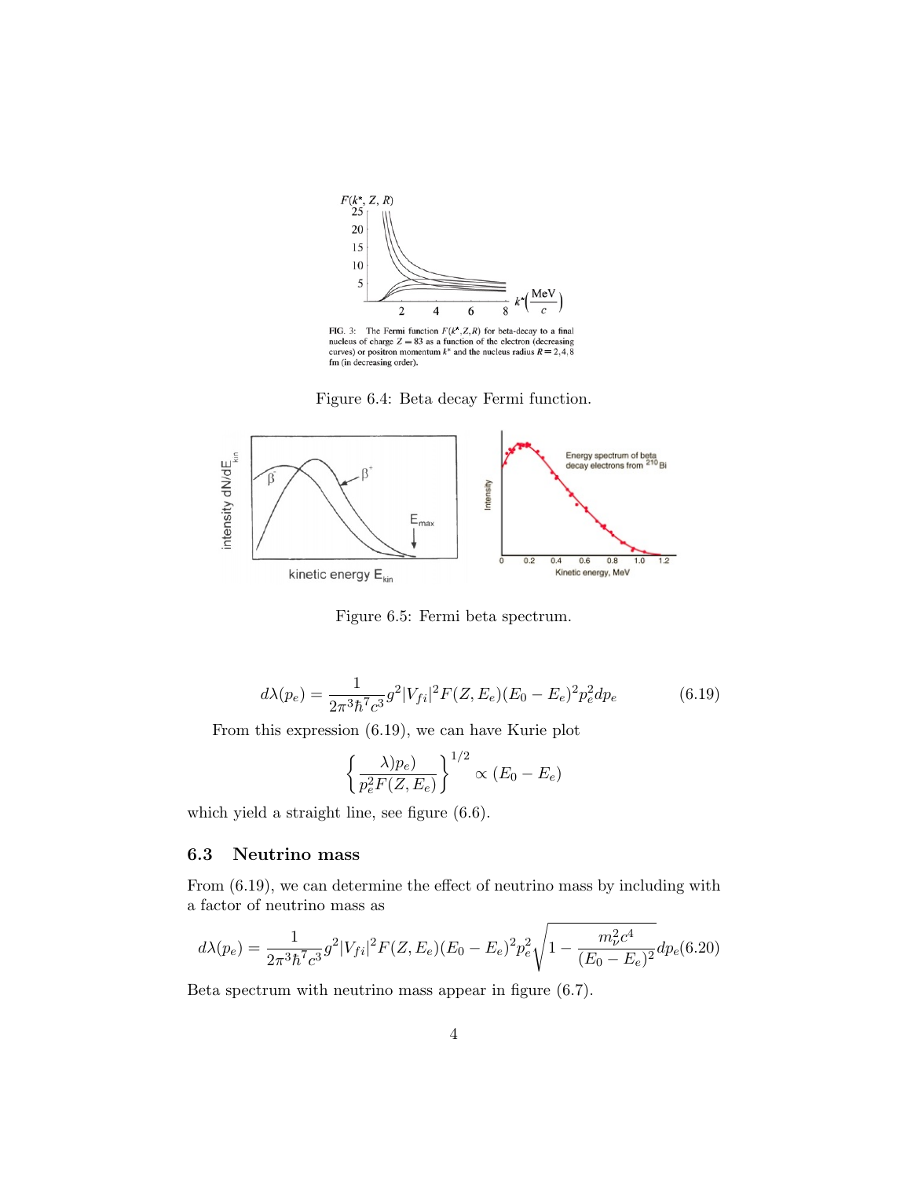Figure 6.4: Beta decay Fermi function.

Figure 6.5: Fermi beta spectrum.

$$d\lambda(p_e) = \frac{1}{2\pi^3\hbar^7 c^3} g^2 |V_{fi}|^2 F(Z, E_e)(E_0 - E_e)^2 p_e^2 dp_e \tag{6.19}$$

From this expression (6.19), we can have Kurie plot

$$\left\{ \frac{\lambda)p_e)}{p_e^2 F(Z, E_e)} \right\}^{1/2} \propto (E_0 - E_e)$$

which yield a straight line, see figure (6.6).

## 6.3 Neutrino mass

From (6.19), we can determine the effect of neutrino mass by including with a factor of neutrino mass as

$$d\lambda(p_e) = \frac{1}{2\pi^3\hbar^7 c^3} g^2 |V_{fi}|^2 F(Z, E_e)(E_0 - E_e)^2 p_e^2 \sqrt{1 - \frac{m_\nu^2 c^4}{(E_0 - E_e)^2}} dp_e \tag{6.20}$$

Beta spectrum with neutrino mass appear in figure (6.7).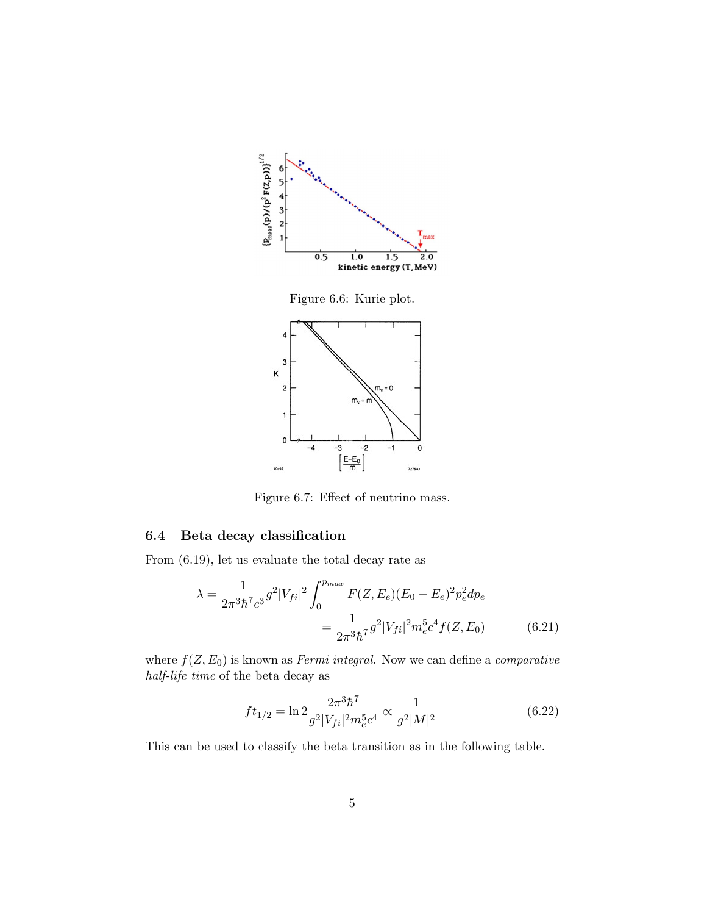Figure 6.6: Kurie plot.

Figure 6.7: Effect of neutrino mass.

## 6.4 Beta decay classification

From (6.19), let us evaluate the total decay rate as

$$\lambda = \frac{1}{2\pi^3\hbar^7 c^3} g^2 |V_{fi}|^2 \int_0^{p_{max}} F(Z, E_e)(E_0 - E_e)^2 p_e^2 dp_e$$
$$= \frac{1}{2\pi^3\hbar^7} g^2 |V_{fi}|^2 m_e^5 c^4 f(Z, E_0) \tag{6.21}$$

where $f(Z, E_0)$ is known as *Fermi integral*. Now we can define a *comparative half-life time* of the beta decay as

$$ft_{1/2} = \ln 2 \frac{2\pi^3\hbar^7}{g^2 |V_{fi}|^2 m_e^5 c^4} \propto \frac{1}{g^2 |M|^2} \tag{6.22}$$

This can be used to classify the beta transition as in the following table.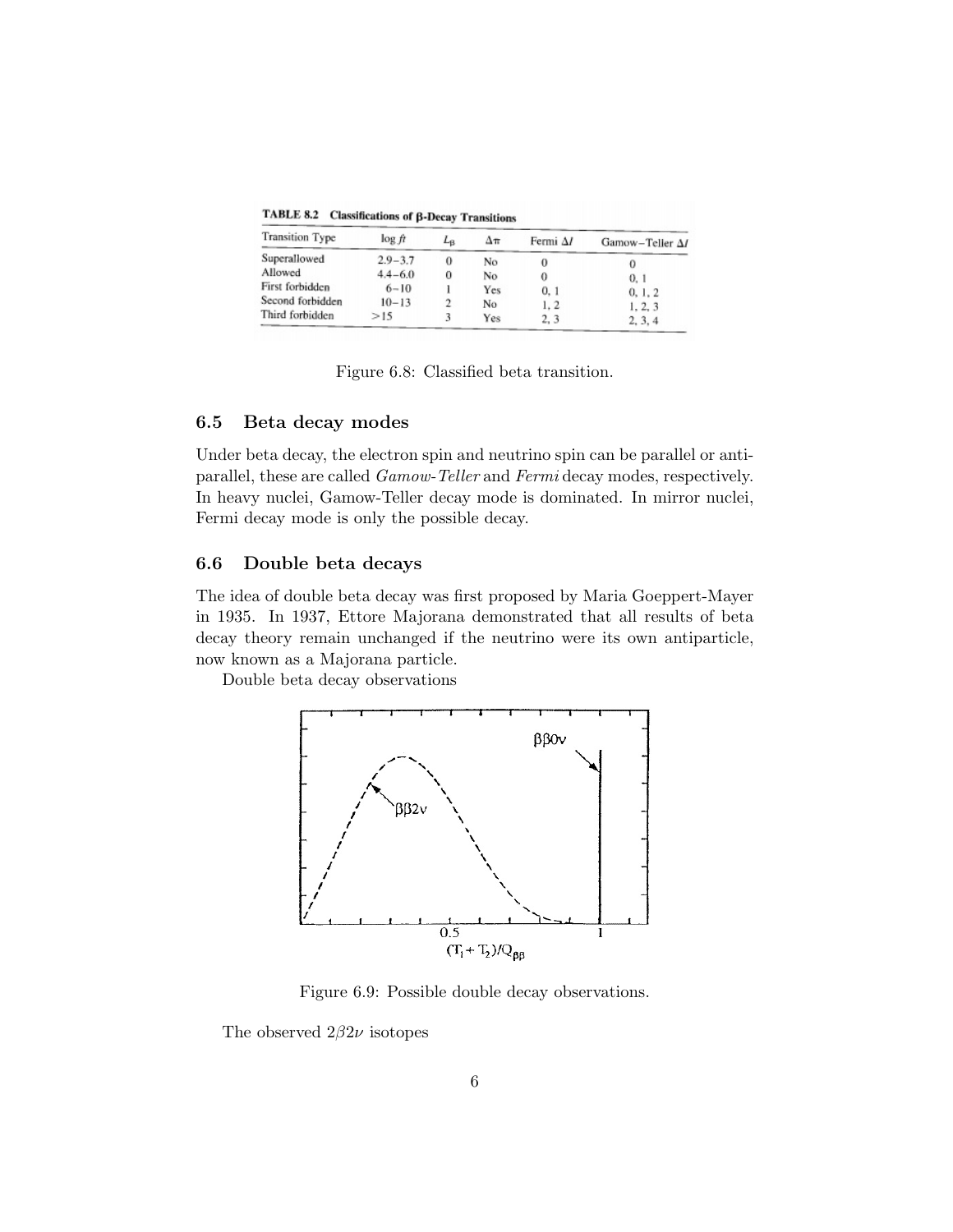**TABLE 8.2 Classifications of β-Decay Transitions**

| Transition Type | log $ft$ | $L_\beta$ | $\Delta\pi$ | Fermi $\Delta I$ | Gamow–Teller $\Delta I$ |
|---|---|---|---|---|---|
| Superallowed | 2.9–3.7 | 0 | No | 0 | 0 |
| Allowed | 4.4–6.0 | 0 | No | 0 | 0, 1 |
| First forbidden | 6–10 | 1 | Yes | 0, 1 | 0, 1, 2 |
| Second forbidden | 10–13 | 2 | No | 1, 2 | 1, 2, 3 |
| Third forbidden | >15 | 3 | Yes | 2, 3 | 2, 3, 4 |

Figure 6.8: Classified beta transition.

### 6.5 Beta decay modes

Under beta decay, the electron spin and neutrino spin can be parallel or anti-parallel, these are called *Gamow-Teller* and *Fermi* decay modes, respectively. In heavy nuclei, Gamow-Teller decay mode is dominated. In mirror nuclei, Fermi decay mode is only the possible decay.

### 6.6 Double beta decays

The idea of double beta decay was first proposed by Maria Goeppert-Mayer in 1935. In 1937, Ettore Majorana demonstrated that all results of beta decay theory remain unchanged if the neutrino were its own antiparticle, now known as a Majorana particle.

Double beta decay observations

Figure 6.9: Possible double decay observations.

The observed $2\beta 2\nu$ isotopes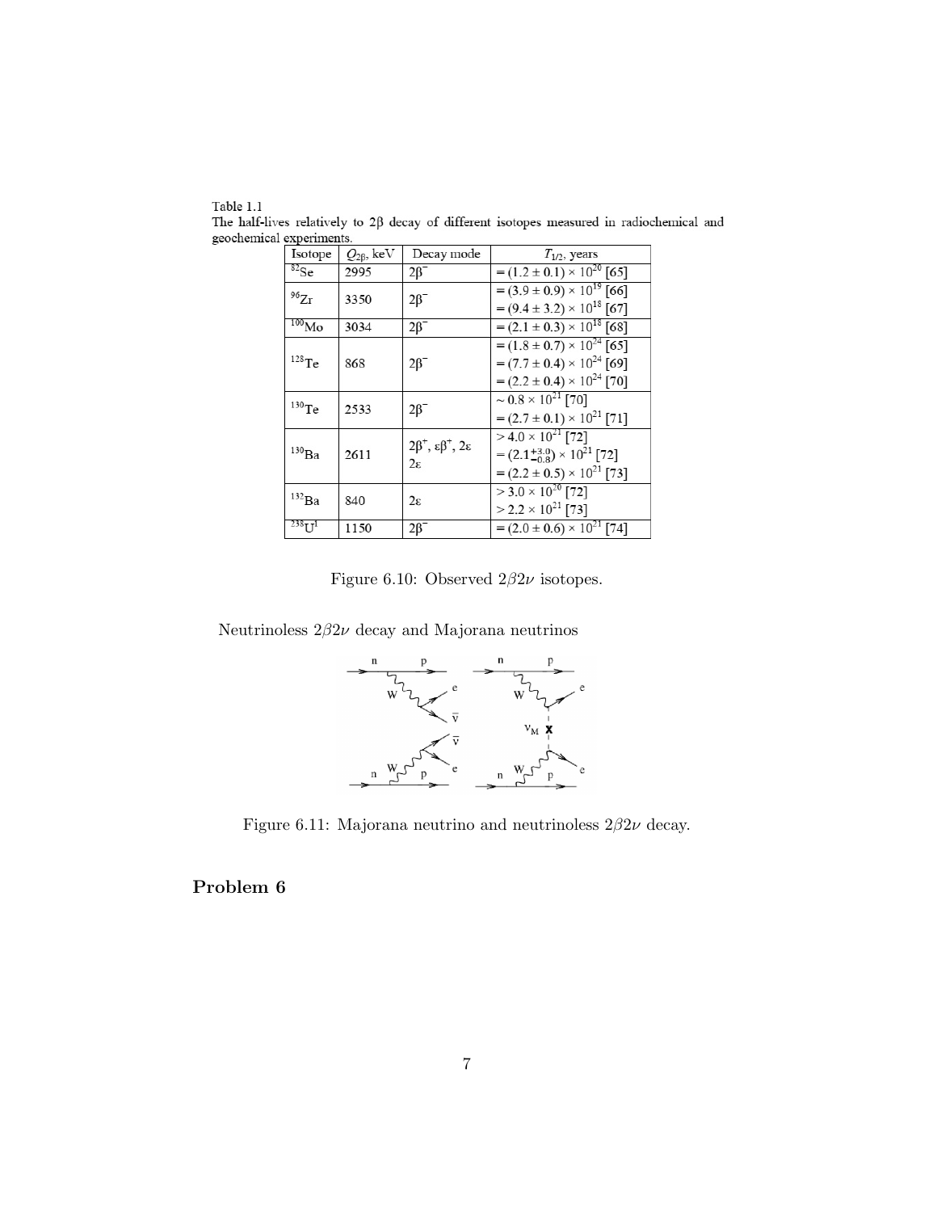Table 1.1
The half-lives relatively to 2β decay of different isotopes measured in radiochemical and geochemical experiments.

| Isotope | $Q_{2\beta}$, keV | Decay mode | $T_{1/2}$, years |
|---|---|---|---|
| $^{82}$Se | 2995 | $2\beta^-$ | $= (1.2 \pm 0.1) \times 10^{20}$ [65] |
| $^{96}$Zr | 3350 | $2\beta^-$ | $= (3.9 \pm 0.9) \times 10^{19}$ [66] <br> $= (9.4 \pm 3.2) \times 10^{18}$ [67] |
| $^{100}$Mo | 3034 | $2\beta^-$ | $= (2.1 \pm 0.3) \times 10^{18}$ [68] |
| $^{128}$Te | 868 | $2\beta^-$ | $= (1.8 \pm 0.7) \times 10^{24}$ [65] <br> $= (7.7 \pm 0.4) \times 10^{24}$ [69] <br> $= (2.2 \pm 0.4) \times 10^{24}$ [70] |
| $^{130}$Te | 2533 | $2\beta^-$ | $\sim 0.8 \times 10^{21}$ [70] <br> $= (2.7 \pm 0.1) \times 10^{21}$ [71] |
| $^{130}$Ba | 2611 | $2\beta^+$, $\varepsilon\beta^+$, $2\varepsilon$ <br> $2\varepsilon$ | $> 4.0 \times 10^{21}$ [72] <br> $= (2.1^{+3.0}_{-0.8}) \times 10^{21}$ [72] <br> $= (2.2 \pm 0.5) \times 10^{21}$ [73] |
| $^{132}$Ba | 840 | $2\varepsilon$ | $> 3.0 \times 10^{20}$ [72] <br> $> 2.2 \times 10^{21}$ [73] |
| $^{238}$U[1] | 1150 | $2\beta^-$ | $= (2.0 \pm 0.6) \times 10^{21}$ [74] |

Figure 6.10: Observed $2\beta 2\nu$ isotopes.

Neutrinoless $2\beta 2\nu$ decay and Majorana neutrinos

Figure 6.11: Majorana neutrino and neutrinoless $2\beta 2\nu$ decay.

## Problem 6